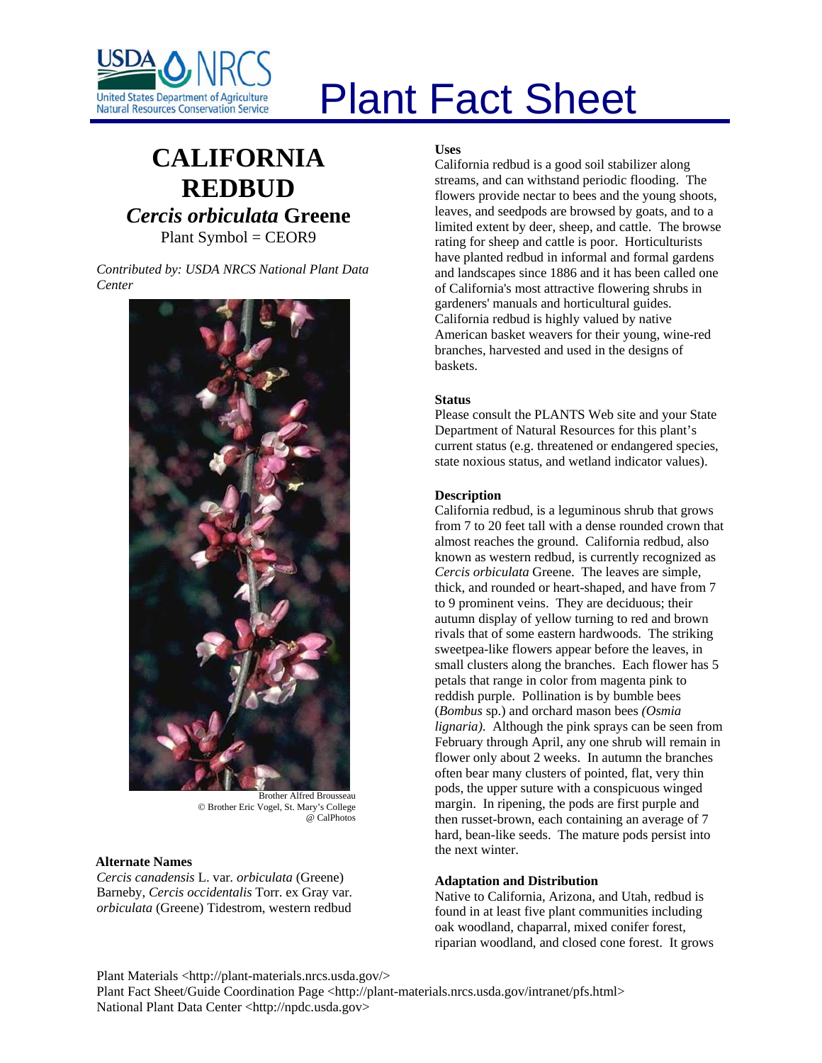# Plant Fact Sheet

## CALIFORNIA REDBUD

## *Cercis orbiculata* Greene

Plant Symbol = CEOR9

*Contributed by: USDA NRCS National Plant Data Center*

Brother Alfred Brousseau
© Brother Eric Vogel, St. Mary's College
@ CalPhotos

### Alternate Names

*Cercis canadensis* L. var. *orbiculata* (Greene) Barneby, *Cercis occidentalis* Torr. ex Gray var. *orbiculata* (Greene) Tidestrom, western redbud

### Uses

California redbud is a good soil stabilizer along streams, and can withstand periodic flooding. The flowers provide nectar to bees and the young shoots, leaves, and seedpods are browsed by goats, and to a limited extent by deer, sheep, and cattle. The browse rating for sheep and cattle is poor. Horticulturists have planted redbud in informal and formal gardens and landscapes since 1886 and it has been called one of California's most attractive flowering shrubs in gardeners' manuals and horticultural guides. California redbud is highly valued by native American basket weavers for their young, wine-red branches, harvested and used in the designs of baskets.

### Status

Please consult the PLANTS Web site and your State Department of Natural Resources for this plant's current status (e.g. threatened or endangered species, state noxious status, and wetland indicator values).

### Description

California redbud, is a leguminous shrub that grows from 7 to 20 feet tall with a dense rounded crown that almost reaches the ground. California redbud, also known as western redbud, is currently recognized as *Cercis orbiculata* Greene. The leaves are simple, thick, and rounded or heart-shaped, and have from 7 to 9 prominent veins. They are deciduous; their autumn display of yellow turning to red and brown rivals that of some eastern hardwoods. The striking sweetpea-like flowers appear before the leaves, in small clusters along the branches. Each flower has 5 petals that range in color from magenta pink to reddish purple. Pollination is by bumble bees (*Bombus* sp.) and orchard mason bees *(Osmia lignaria)*. Although the pink sprays can be seen from February through April, any one shrub will remain in flower only about 2 weeks. In autumn the branches often bear many clusters of pointed, flat, very thin pods, the upper suture with a conspicuous winged margin. In ripening, the pods are first purple and then russet-brown, each containing an average of 7 hard, bean-like seeds. The mature pods persist into the next winter.

### Adaptation and Distribution

Native to California, Arizona, and Utah, redbud is found in at least five plant communities including oak woodland, chaparral, mixed conifer forest, riparian woodland, and closed cone forest. It grows

Plant Materials <http://plant-materials.nrcs.usda.gov/>
Plant Fact Sheet/Guide Coordination Page <http://plant-materials.nrcs.usda.gov/intranet/pfs.html>
National Plant Data Center <http://npdc.usda.gov>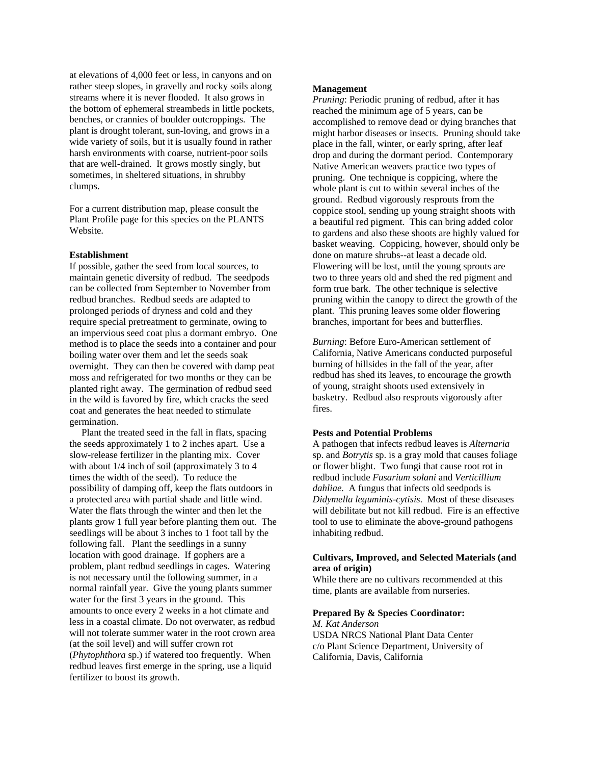at elevations of 4,000 feet or less, in canyons and on rather steep slopes, in gravelly and rocky soils along streams where it is never flooded. It also grows in the bottom of ephemeral streambeds in little pockets, benches, or crannies of boulder outcroppings. The plant is drought tolerant, sun-loving, and grows in a wide variety of soils, but it is usually found in rather harsh environments with coarse, nutrient-poor soils that are well-drained. It grows mostly singly, but sometimes, in sheltered situations, in shrubby clumps.

For a current distribution map, please consult the Plant Profile page for this species on the PLANTS Website.

**Establishment**

If possible, gather the seed from local sources, to maintain genetic diversity of redbud. The seedpods can be collected from September to November from redbud branches. Redbud seeds are adapted to prolonged periods of dryness and cold and they require special pretreatment to germinate, owing to an impervious seed coat plus a dormant embryo. One method is to place the seeds into a container and pour boiling water over them and let the seeds soak overnight. They can then be covered with damp peat moss and refrigerated for two months or they can be planted right away. The germination of redbud seed in the wild is favored by fire, which cracks the seed coat and generates the heat needed to stimulate germination.

Plant the treated seed in the fall in flats, spacing the seeds approximately 1 to 2 inches apart. Use a slow-release fertilizer in the planting mix. Cover with about 1/4 inch of soil (approximately 3 to 4 times the width of the seed). To reduce the possibility of damping off, keep the flats outdoors in a protected area with partial shade and little wind. Water the flats through the winter and then let the plants grow 1 full year before planting them out. The seedlings will be about 3 inches to 1 foot tall by the following fall. Plant the seedlings in a sunny location with good drainage. If gophers are a problem, plant redbud seedlings in cages. Watering is not necessary until the following summer, in a normal rainfall year. Give the young plants summer water for the first 3 years in the ground. This amounts to once every 2 weeks in a hot climate and less in a coastal climate. Do not overwater, as redbud will not tolerate summer water in the root crown area (at the soil level) and will suffer crown rot (*Phytophthora* sp.) if watered too frequently. When redbud leaves first emerge in the spring, use a liquid fertilizer to boost its growth.

**Management**

*Pruning*: Periodic pruning of redbud, after it has reached the minimum age of 5 years, can be accomplished to remove dead or dying branches that might harbor diseases or insects. Pruning should take place in the fall, winter, or early spring, after leaf drop and during the dormant period. Contemporary Native American weavers practice two types of pruning. One technique is coppicing, where the whole plant is cut to within several inches of the ground. Redbud vigorously resprouts from the coppice stool, sending up young straight shoots with a beautiful red pigment. This can bring added color to gardens and also these shoots are highly valued for basket weaving. Coppicing, however, should only be done on mature shrubs--at least a decade old. Flowering will be lost, until the young sprouts are two to three years old and shed the red pigment and form true bark. The other technique is selective pruning within the canopy to direct the growth of the plant. This pruning leaves some older flowering branches, important for bees and butterflies.

*Burning*: Before Euro-American settlement of California, Native Americans conducted purposeful burning of hillsides in the fall of the year, after redbud has shed its leaves, to encourage the growth of young, straight shoots used extensively in basketry. Redbud also resprouts vigorously after fires.

**Pests and Potential Problems**

A pathogen that infects redbud leaves is *Alternaria* sp. and *Botrytis* sp. is a gray mold that causes foliage or flower blight. Two fungi that cause root rot in redbud include *Fusarium solani* and *Verticillium dahliae*. A fungus that infects old seedpods is *Didymella leguminis-cytisis*. Most of these diseases will debilitate but not kill redbud. Fire is an effective tool to use to eliminate the above-ground pathogens inhabiting redbud.

**Cultivars, Improved, and Selected Materials (and area of origin)**

While there are no cultivars recommended at this time, plants are available from nurseries.

**Prepared By & Species Coordinator:**

*M. Kat Anderson*
USDA NRCS National Plant Data Center
c/o Plant Science Department, University of California, Davis, California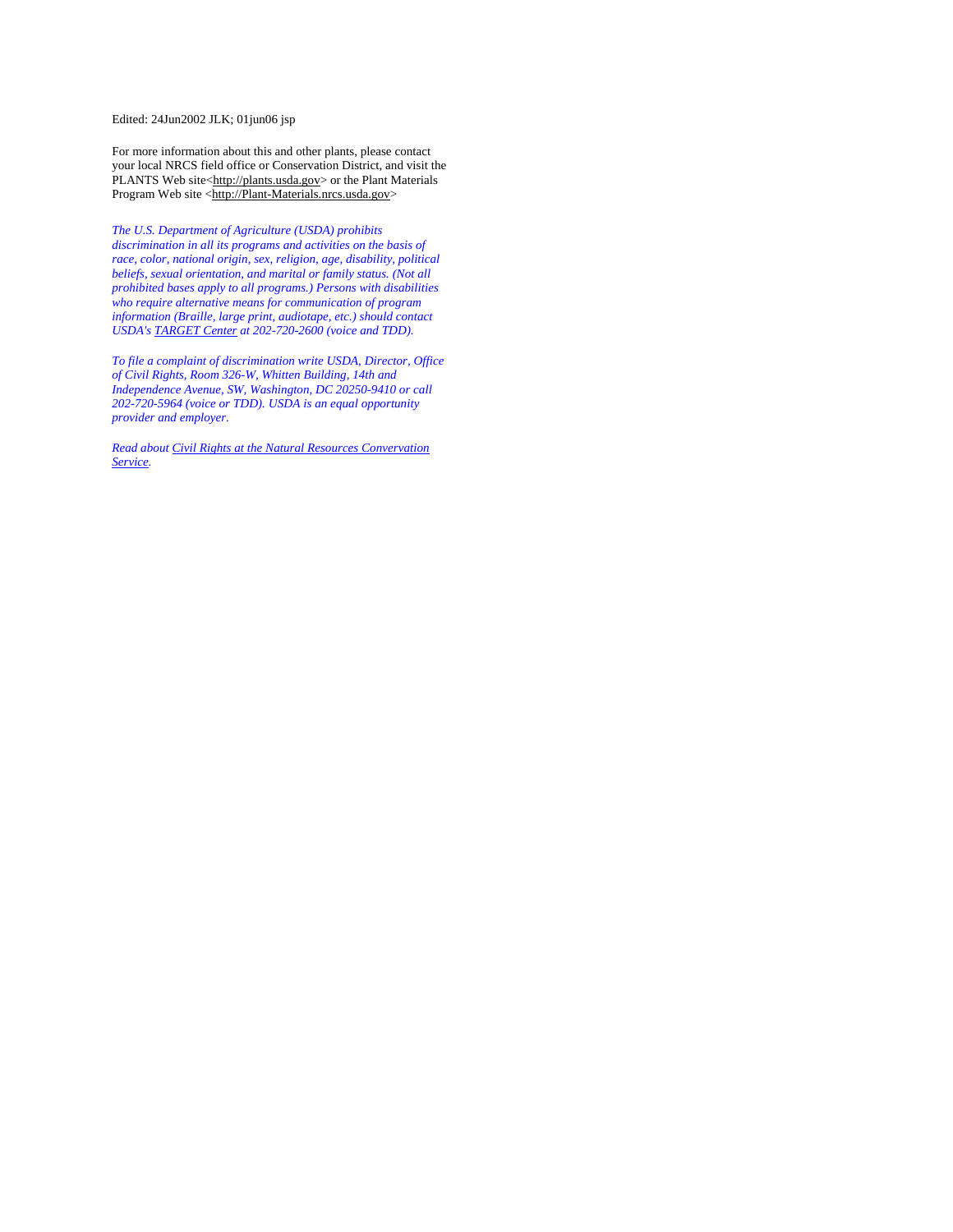Edited: 24Jun2002 JLK; 01jun06 jsp

For more information about this and other plants, please contact your local NRCS field office or Conservation District, and visit the PLANTS Web site<http://plants.usda.gov> or the Plant Materials Program Web site <http://Plant-Materials.nrcs.usda.gov>

*The U.S. Department of Agriculture (USDA) prohibits discrimination in all its programs and activities on the basis of race, color, national origin, sex, religion, age, disability, political beliefs, sexual orientation, and marital or family status. (Not all prohibited bases apply to all programs.) Persons with disabilities who require alternative means for communication of program information (Braille, large print, audiotape, etc.) should contact USDA's TARGET Center at 202-720-2600 (voice and TDD).*

*To file a complaint of discrimination write USDA, Director, Office of Civil Rights, Room 326-W, Whitten Building, 14th and Independence Avenue, SW, Washington, DC 20250-9410 or call 202-720-5964 (voice or TDD). USDA is an equal opportunity provider and employer.*

*Read about Civil Rights at the Natural Resources Convervation Service.*